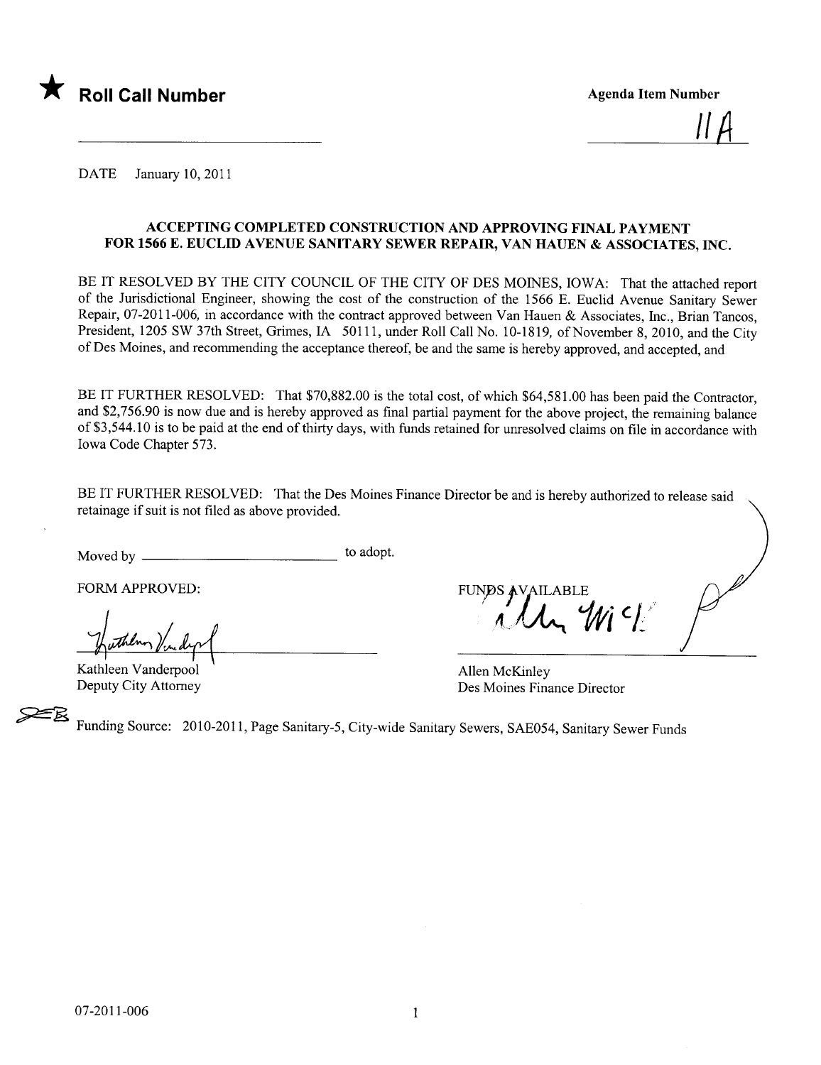★ **Roll Call Number**

**Agenda Item Number**

11A

DATE January 10, 2011

**ACCEPTING COMPLETED CONSTRUCTION AND APPROVING FINAL PAYMENT FOR 1566 E. EUCLID AVENUE SANITARY SEWER REPAIR, VAN HAUEN & ASSOCIATES, INC.**

BE IT RESOLVED BY THE CITY COUNCIL OF THE CITY OF DES MOINES, IOWA: That the attached report of the Jurisdictional Engineer, showing the cost of the construction of the 1566 E. Euclid Avenue Sanitary Sewer Repair, 07-2011-006, in accordance with the contract approved between Van Hauen & Associates, Inc., Brian Tancos, President, 1205 SW 37th Street, Grimes, IA 50111, under Roll Call No. 10-1819, of November 8, 2010, and the City of Des Moines, and recommending the acceptance thereof, be and the same is hereby approved, and accepted, and

BE IT FURTHER RESOLVED: That $70,882.00 is the total cost, of which $64,581.00 has been paid the Contractor, and $2,756.90 is now due and is hereby approved as final partial payment for the above project, the remaining balance of $3,544.10 is to be paid at the end of thirty days, with funds retained for unresolved claims on file in accordance with Iowa Code Chapter 573.

BE IT FURTHER RESOLVED: That the Des Moines Finance Director be and is hereby authorized to release said retainage if suit is not filed as above provided.

Moved by ______________________ to adopt.

FORM APPROVED:

Kathleen Vanderpool
Deputy City Attorney

FUNDS AVAILABLE

Allen McKinley
Des Moines Finance Director

Funding Source: 2010-2011, Page Sanitary-5, City-wide Sanitary Sewers, SAE054, Sanitary Sewer Funds

07-2011-006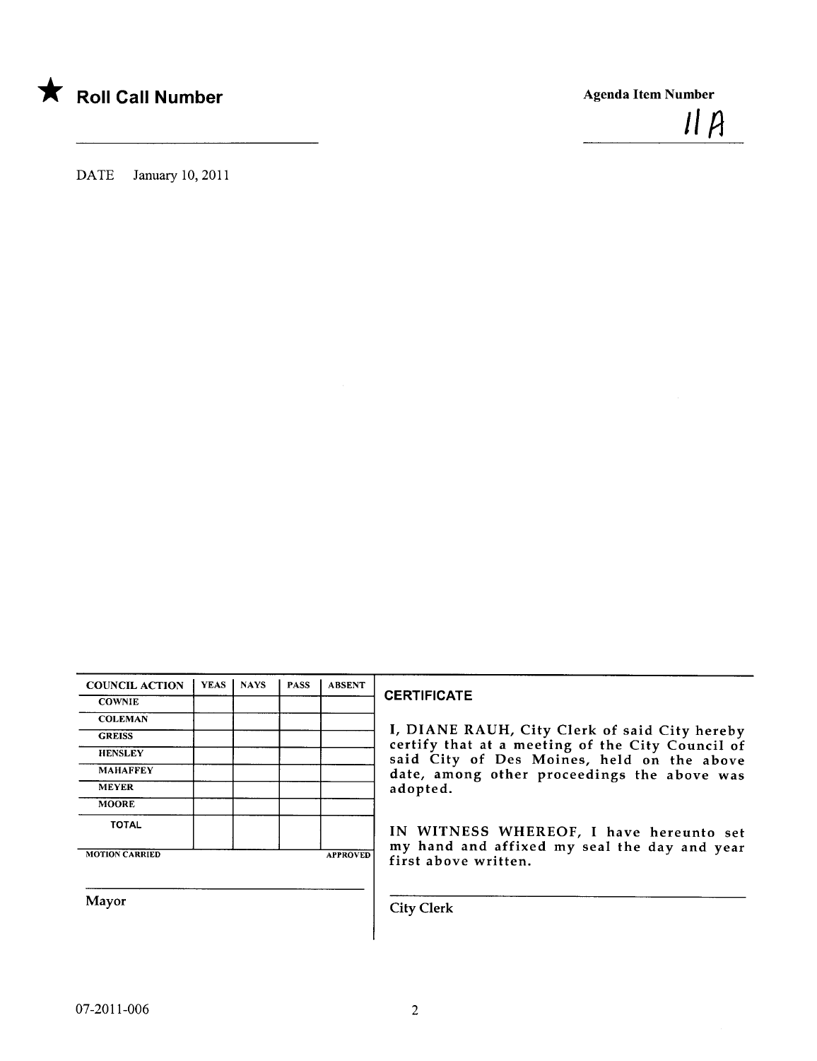★ **Roll Call Number**

**Agenda Item Number**

11A

DATE January 10, 2011

| COUNCIL ACTION | YEAS | NAYS | PASS | ABSENT |
|---|---|---|---|---|
| COWNIE | | | | |
| COLEMAN | | | | |
| GREISS | | | | |
| HENSLEY | | | | |
| MAHAFFEY | | | | |
| MEYER | | | | |
| MOORE | | | | |
| TOTAL | | | | |

MOTION CARRIED APPROVED

Mayor

**CERTIFICATE**

I, DIANE RAUH, City Clerk of said City hereby certify that at a meeting of the City Council of said City of Des Moines, held on the above date, among other proceedings the above was adopted.

IN WITNESS WHEREOF, I have hereunto set my hand and affixed my seal the day and year first above written.

City Clerk

07-2011-006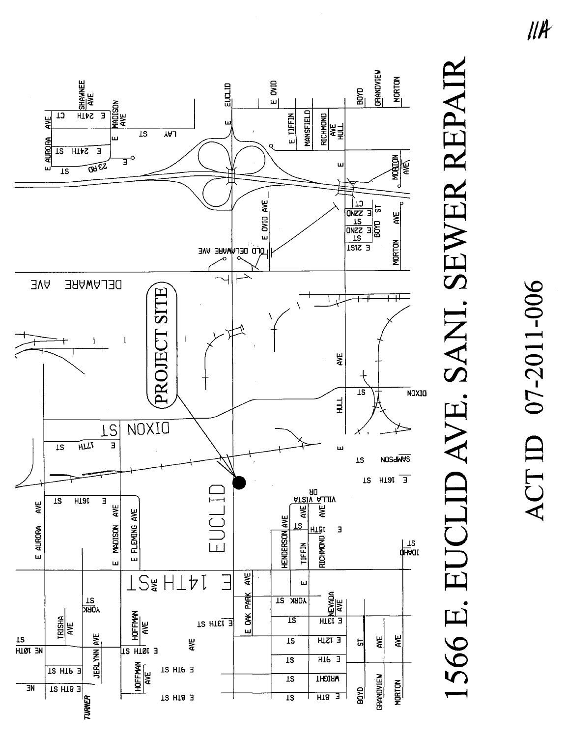11A

# 1566 E. EUCLID AVE. SANI. SEWER REPAIR

## ACT ID 07-2011-006

PROJECT SITE

EUCLID

E 14TH ST

DELAWARE AVE

DIXON ST

E EUCLID

E OVID AVE

OLD DELAWARE AVE

E AURORA AVE

E MADISON AVE

E FLEMING AVE

E 16TH ST

E 17TH ST

E HULL AVE

SAMPSON ST

E 16TH ST

VILLA VISTA DR

HENDERSON AVE

E TIFFIN ST

RICHMOND AVE

E 15TH ST

IDAHO ST

E OAK PARK AVE

YORK ST

NEVADA AVE

E 13TH ST

E 12TH ST

E 9TH ST

WRIGHT ST

E 8TH ST

BOYD ST

GRANDVIEW AVE

MORTON AVE

TURNER

NE 10TH ST

TRISHA AVE

YORK ST

HOFFMAN AVE

E 10TH ST

JERLYNN AVE

E 9TH ST

E 8TH ST

NE

HOFFMAN AVE

E 13TH ST

E AURORA AVE

E 24TH CT

SHAWNEE AVE

E 24TH ST

E 23RD ST

E MADISON AVE

LAY ST

E EUCLID

E OVID

E TIFFIN

MANSFIELD

RICHMOND AVE

HULL

BOYD

GRANDVIEW

MORTON

E MORTON AVE

E 22ND CT

E 22ND ST

E 21ST

BOYD ST

MORTON AVE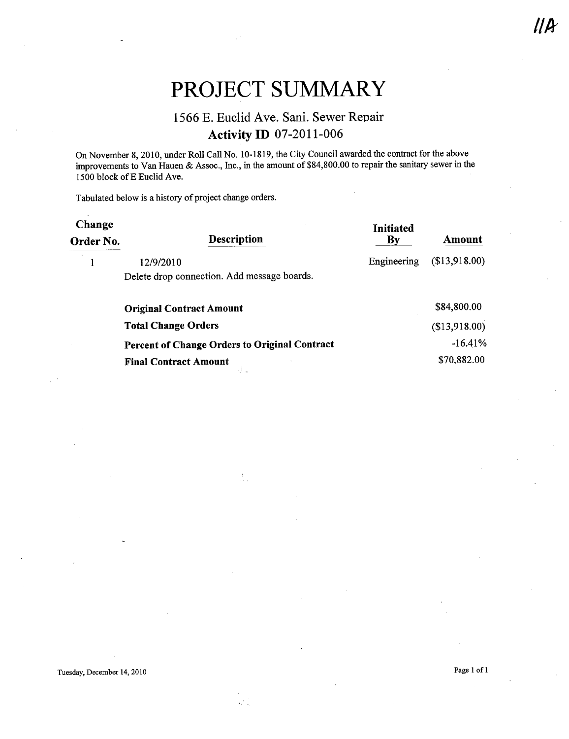11A

# PROJECT SUMMARY

## 1566 E. Euclid Ave. Sani. Sewer Repair

## Activity ID 07-2011-006

On November 8, 2010, under Roll Call No. 10-1819, the City Council awarded the contract for the above improvements to Van Hauen & Assoc., Inc., in the amount of $84,800.00 to repair the sanitary sewer in the 1500 block of E Euclid Ave.

Tabulated below is a history of project change orders.

| Change Order No. | Description | Initiated By | Amount |
|---|---|---|---|
| 1 | 12/9/2010<br>Delete drop connection. Add message boards. | Engineering | ($13,918.00) |
| | **Original Contract Amount** | | $84,800.00 |
| | **Total Change Orders** | | ($13,918.00) |
| | **Percent of Change Orders to Original Contract** | | -16.41% |
| | **Final Contract Amount** | | $70,882.00 |

Tuesday, December 14, 2010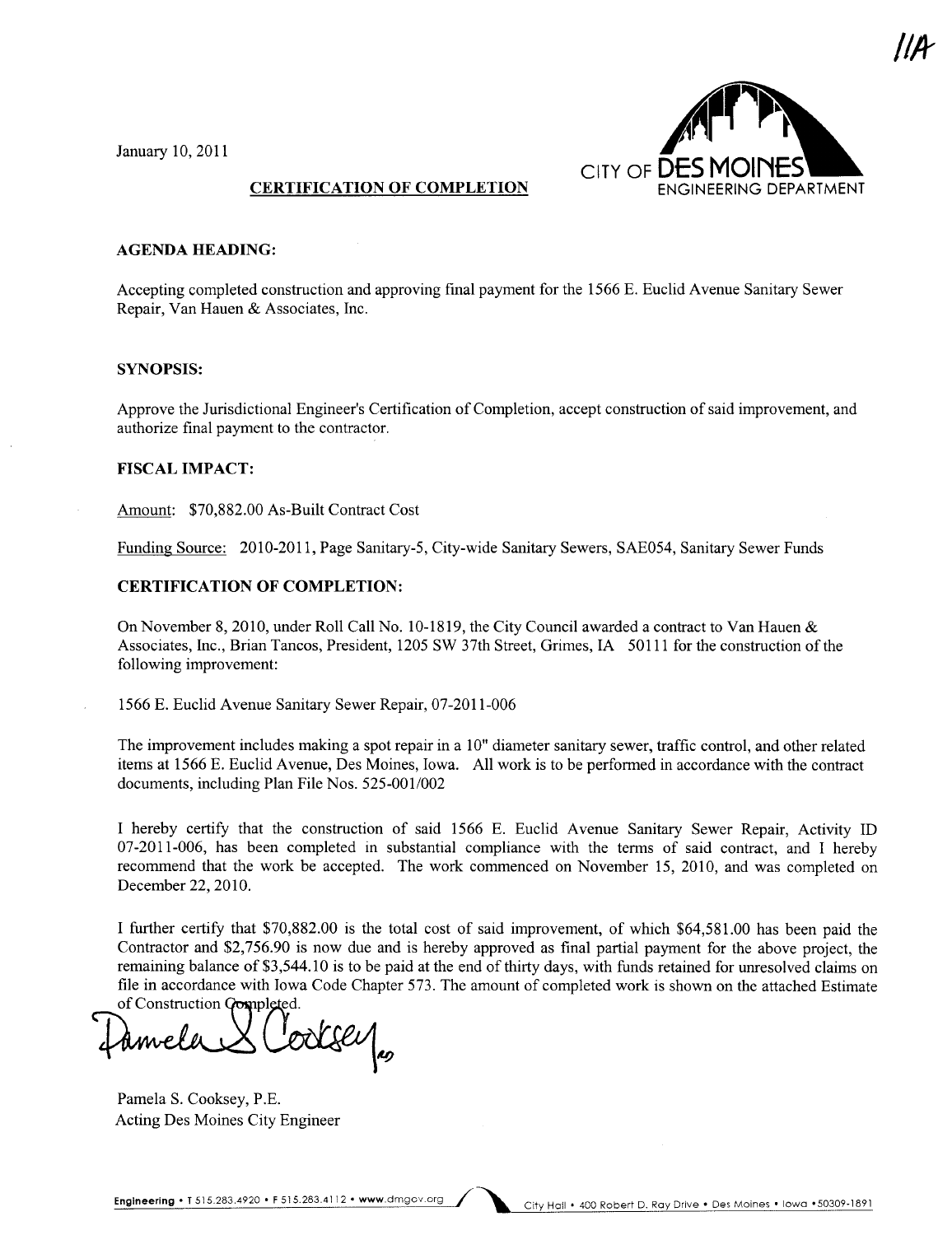11A

January 10, 2011

CITY OF DES MOINES
ENGINEERING DEPARTMENT

## CERTIFICATION OF COMPLETION

**AGENDA HEADING:**

Accepting completed construction and approving final payment for the 1566 E. Euclid Avenue Sanitary Sewer Repair, Van Hauen & Associates, Inc.

**SYNOPSIS:**

Approve the Jurisdictional Engineer's Certification of Completion, accept construction of said improvement, and authorize final payment to the contractor.

**FISCAL IMPACT:**

Amount: $70,882.00 As-Built Contract Cost

Funding Source: 2010-2011, Page Sanitary-5, City-wide Sanitary Sewers, SAE054, Sanitary Sewer Funds

**CERTIFICATION OF COMPLETION:**

On November 8, 2010, under Roll Call No. 10-1819, the City Council awarded a contract to Van Hauen & Associates, Inc., Brian Tancos, President, 1205 SW 37th Street, Grimes, IA 50111 for the construction of the following improvement:

1566 E. Euclid Avenue Sanitary Sewer Repair, 07-2011-006

The improvement includes making a spot repair in a 10" diameter sanitary sewer, traffic control, and other related items at 1566 E. Euclid Avenue, Des Moines, Iowa. All work is to be performed in accordance with the contract documents, including Plan File Nos. 525-001/002

I hereby certify that the construction of said 1566 E. Euclid Avenue Sanitary Sewer Repair, Activity ID 07-2011-006, has been completed in substantial compliance with the terms of said contract, and I hereby recommend that the work be accepted. The work commenced on November 15, 2010, and was completed on December 22, 2010.

I further certify that $70,882.00 is the total cost of said improvement, of which $64,581.00 has been paid the Contractor and $2,756.90 is now due and is hereby approved as final partial payment for the above project, the remaining balance of $3,544.10 is to be paid at the end of thirty days, with funds retained for unresolved claims on file in accordance with Iowa Code Chapter 573. The amount of completed work is shown on the attached Estimate of Construction Completed.

Pamela S. Cooksey, P.E.
Acting Des Moines City Engineer

Engineering • T 515.283.4920 • F 515.283.4112 • www.dmgov.org    City Hall • 400 Robert D. Ray Drive • Des Moines • Iowa • 50309-1891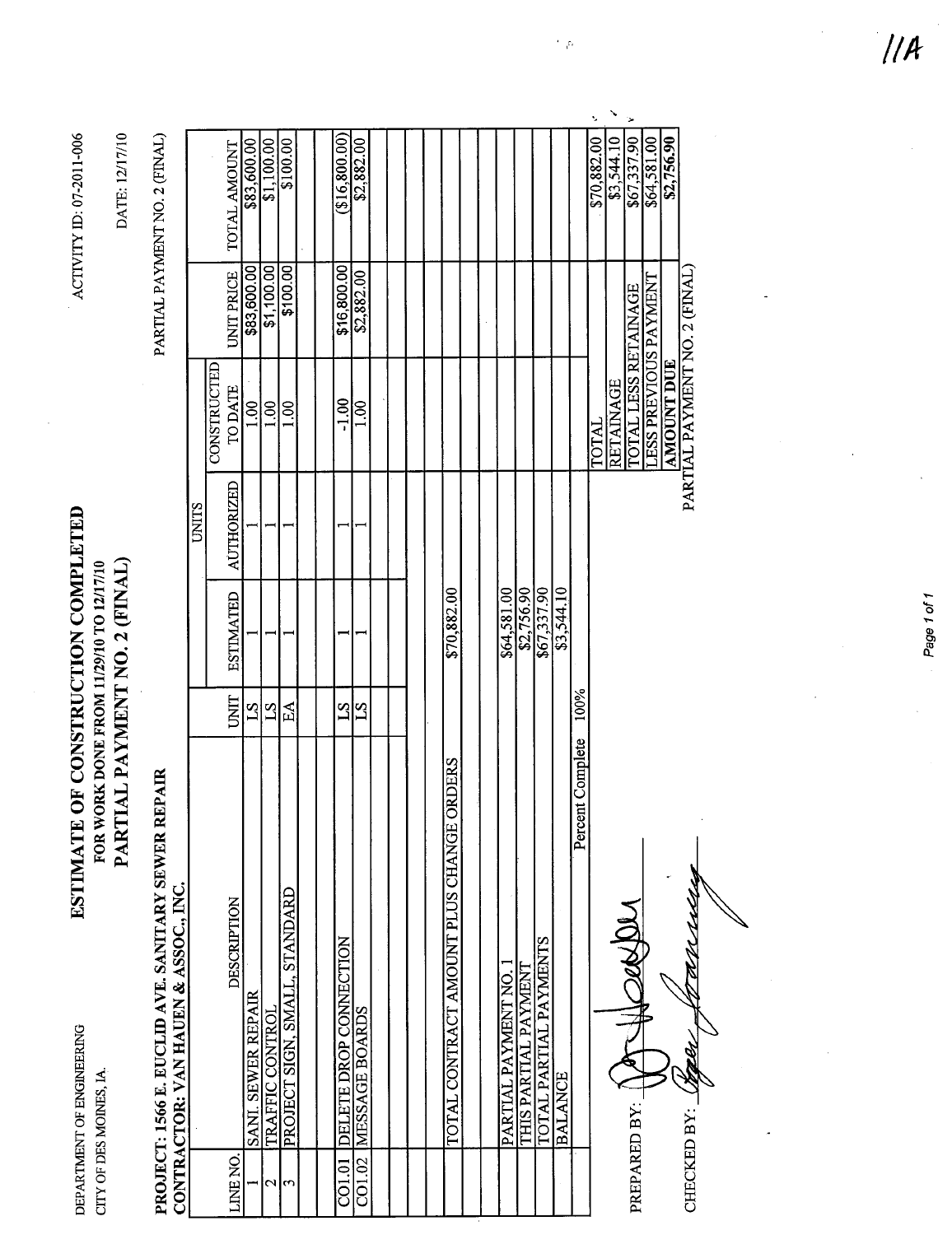11A

DEPARTMENT OF ENGINEERING
CITY OF DES MOINES, IA.

# ESTIMATE OF CONSTRUCTION COMPLETED

FOR WORK DONE FROM 11/29/10 TO 12/17/10

## PARTIAL PAYMENT NO. 2 (FINAL)

ACTIVITY ID: 07-2011-006

DATE: 12/17/10

**PROJECT: 1566 E. EUCLID AVE. SANITARY SEWER REPAIR**
**CONTRACTOR: VAN HAUEN & ASSOC., INC.**

PARTIAL PAYMENT NO. 2 (FINAL)

| LINE NO. | DESCRIPTION | UNIT | UNITS ESTIMATED | UNITS AUTHORIZED | UNITS CONSTRUCTED TO DATE | UNIT PRICE | TOTAL AMOUNT |
|---|---|---|---|---|---|---|---|
| 1 | SANI. SEWER REPAIR | LS | 1 | 1 | 1.00 | $83,600.00 | $83,600.00 |
| 2 | TRAFFIC CONTROL | LS | 1 | 1 | 1.00 | $1,100.00 | $1,100.00 |
| 3 | PROJECT SIGN, SMALL, STANDARD | EA | 1 | 1 | 1.00 | $100.00 | $100.00 |
| | | | | | | | |
| CO1.01 | DELETE DROP CONNECTION | LS | 1 | 1 | -1.00 | $16,800.00 | ($16,800.00) |
| CO1.02 | MESSAGE BOARDS | LS | 1 | 1 | 1.00 | $2,882.00 | $2,882.00 |
| | | | | | | | |
| | TOTAL CONTRACT AMOUNT PLUS CHANGE ORDERS | | $70,882.00 | | | | |
| | | | | | | | |
| | PARTIAL PAYMENT NO. 1 | | $64,581.00 | | | | |
| | THIS PARTIAL PAYMENT | | $2,756.90 | | | | |
| | TOTAL PARTIAL PAYMENTS | | $67,337.90 | | | | |
| | BALANCE | | $3,544.10 | | | | |
| | Percent Complete | 100% | | | | | |
| | | | | | TOTAL | | $70,882.00 |
| | | | | | RETAINAGE | | $3,544.10 |
| | | | | | TOTAL LESS RETAINAGE | | $67,337.90 |
| | | | | | LESS PREVIOUS PAYMENT | | $64,581.00 |
| | | | | | **AMOUNT DUE** | | **$2,756.90** |

PARTIAL PAYMENT NO. 2 (FINAL)

PREPARED BY: [signature]

CHECKED BY: [signature]